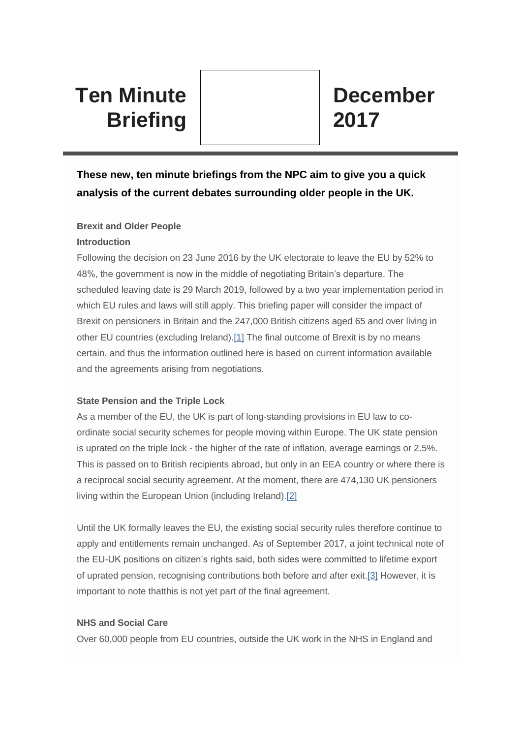# Ten Minute Briefing — December 2017

**These new, ten minute briefings from the NPC aim to give you a quick analysis of the current debates surrounding older people in the UK.**

## Brexit and Older People

### Introduction

Following the decision on 23 June 2016 by the UK electorate to leave the EU by 52% to 48%, the government is now in the middle of negotiating Britain's departure. The scheduled leaving date is 29 March 2019, followed by a two year implementation period in which EU rules and laws will still apply. This briefing paper will consider the impact of Brexit on pensioners in Britain and the 247,000 British citizens aged 65 and over living in other EU countries (excluding Ireland).[1] The final outcome of Brexit is by no means certain, and thus the information outlined here is based on current information available and the agreements arising from negotiations.

### State Pension and the Triple Lock

As a member of the EU, the UK is part of long-standing provisions in EU law to co-ordinate social security schemes for people moving within Europe. The UK state pension is uprated on the triple lock - the higher of the rate of inflation, average earnings or 2.5%. This is passed on to British recipients abroad, but only in an EEA country or where there is a reciprocal social security agreement. At the moment, there are 474,130 UK pensioners living within the European Union (including Ireland).[2]

Until the UK formally leaves the EU, the existing social security rules therefore continue to apply and entitlements remain unchanged. As of September 2017, a joint technical note of the EU-UK positions on citizen's rights said, both sides were committed to lifetime export of uprated pension, recognising contributions both before and after exit.[3] However, it is important to note thatthis is not yet part of the final agreement.

### NHS and Social Care

Over 60,000 people from EU countries, outside the UK work in the NHS in England and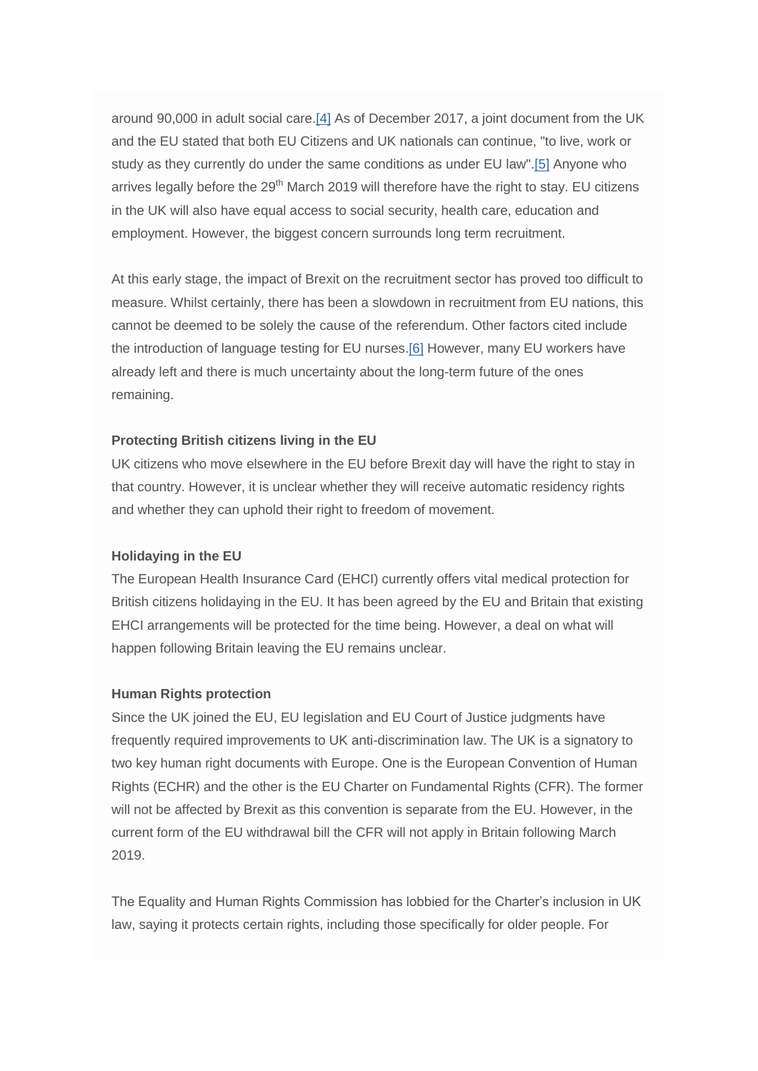around 90,000 in adult social care.[4] As of December 2017, a joint document from the UK and the EU stated that both EU Citizens and UK nationals can continue, "to live, work or study as they currently do under the same conditions as under EU law".[5] Anyone who arrives legally before the 29th March 2019 will therefore have the right to stay. EU citizens in the UK will also have equal access to social security, health care, education and employment. However, the biggest concern surrounds long term recruitment.

At this early stage, the impact of Brexit on the recruitment sector has proved too difficult to measure. Whilst certainly, there has been a slowdown in recruitment from EU nations, this cannot be deemed to be solely the cause of the referendum. Other factors cited include the introduction of language testing for EU nurses.[6] However, many EU workers have already left and there is much uncertainty about the long-term future of the ones remaining.

**Protecting British citizens living in the EU**

UK citizens who move elsewhere in the EU before Brexit day will have the right to stay in that country. However, it is unclear whether they will receive automatic residency rights and whether they can uphold their right to freedom of movement.

**Holidaying in the EU**

The European Health Insurance Card (EHCI) currently offers vital medical protection for British citizens holidaying in the EU. It has been agreed by the EU and Britain that existing EHCI arrangements will be protected for the time being. However, a deal on what will happen following Britain leaving the EU remains unclear.

**Human Rights protection**

Since the UK joined the EU, EU legislation and EU Court of Justice judgments have frequently required improvements to UK anti-discrimination law. The UK is a signatory to two key human right documents with Europe. One is the European Convention of Human Rights (ECHR) and the other is the EU Charter on Fundamental Rights (CFR). The former will not be affected by Brexit as this convention is separate from the EU. However, in the current form of the EU withdrawal bill the CFR will not apply in Britain following March 2019.

The Equality and Human Rights Commission has lobbied for the Charter's inclusion in UK law, saying it protects certain rights, including those specifically for older people. For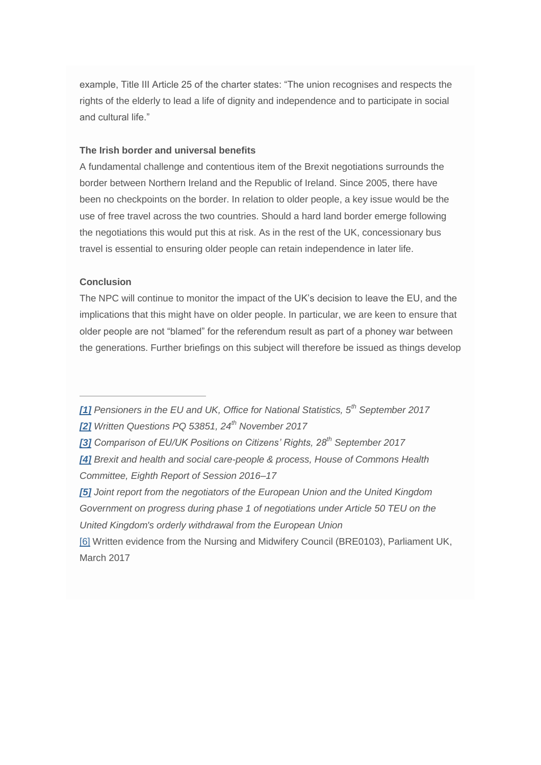example, Title III Article 25 of the charter states: “The union recognises and respects the rights of the elderly to lead a life of dignity and independence and to participate in social and cultural life.”

**The Irish border and universal benefits**

A fundamental challenge and contentious item of the Brexit negotiations surrounds the border between Northern Ireland and the Republic of Ireland. Since 2005, there have been no checkpoints on the border. In relation to older people, a key issue would be the use of free travel across the two countries. Should a hard land border emerge following the negotiations this would put this at risk. As in the rest of the UK, concessionary bus travel is essential to ensuring older people can retain independence in later life.

**Conclusion**

The NPC will continue to monitor the impact of the UK’s decision to leave the EU, and the implications that this might have on older people. In particular, we are keen to ensure that older people are not “blamed” for the referendum result as part of a phoney war between the generations. Further briefings on this subject will therefore be issued as things develop

---

*[1] Pensioners in the EU and UK, Office for National Statistics, 5th September 2017*

*[2] Written Questions PQ 53851, 24th November 2017*

*[3] Comparison of EU/UK Positions on Citizens’ Rights, 28th September 2017*

*[4] Brexit and health and social care-people & process, House of Commons Health Committee, Eighth Report of Session 2016–17*

*[5] Joint report from the negotiators of the European Union and the United Kingdom Government on progress during phase 1 of negotiations under Article 50 TEU on the United Kingdom's orderly withdrawal from the European Union*

[6] Written evidence from the Nursing and Midwifery Council (BRE0103), Parliament UK, March 2017